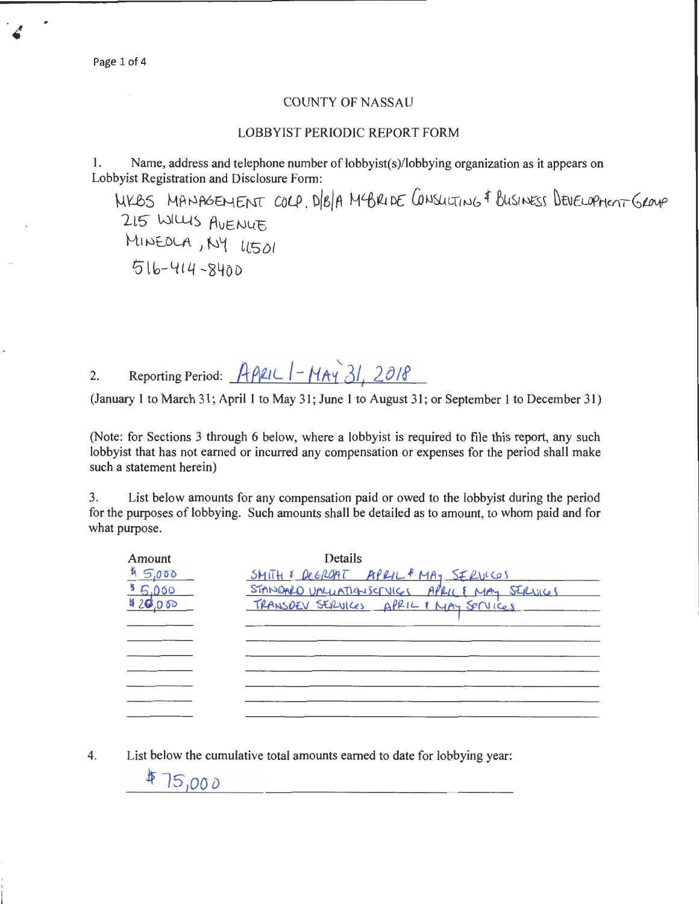# COUNTY OF NASSAU

## LOBBYIST PERIODIC REPORT FORM

1. Name, address and telephone number of lobbyist(s)/lobbying organization as it appears on Lobbyist Registration and Disclosure Form:

MKBS MANAGEMENT CORP. D/B/A McBRIDE CONSULTING & BUSINESS DEVELOPMENT GROUP
215 WILLIS AVENUE
MINEOLA, NY 11501
516-414-8400

2. Reporting Period: APRIL 1 - MAY 31, 2018

(January 1 to March 31; April 1 to May 31; June 1 to August 31; or September 1 to December 31)

(Note: for Sections 3 through 6 below, where a lobbyist is required to file this report, any such lobbyist that has not earned or incurred any compensation or expenses for the period shall make such a statement herein)

3. List below amounts for any compensation paid or owed to the lobbyist during the period for the purposes of lobbying. Such amounts shall be detailed as to amount, to whom paid and for what purpose.

| Amount | Details |
|---|---|
| $5,000 | SMITH & DeGROAT APRIL & MAY SERVICES |
| $5,000 | STANDARD VALUATION SERVICES APRIL & MAY SERVICES |
| $20,000 | TRANSDEV SERVICES APRIL & MAY SERVICES |

4. List below the cumulative total amounts earned to date for lobbying year:

$75,000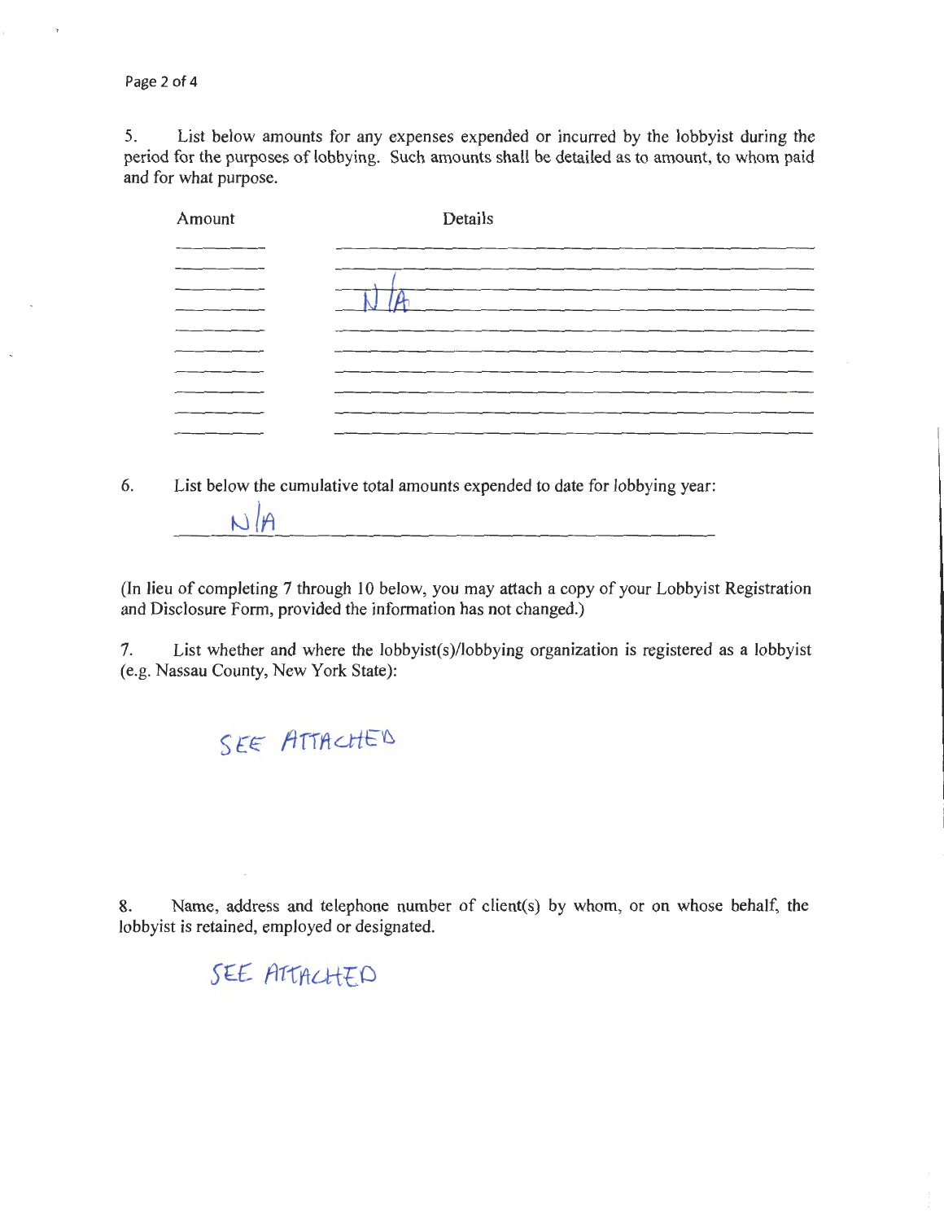5. List below amounts for any expenses expended or incurred by the lobbyist during the period for the purposes of lobbying. Such amounts shall be detailed as to amount, to whom paid and for what purpose.

| Amount | Details |
| --- | --- |
| | |
| | |
| | N/A |
| | |
| | |
| | |
| | |
| | |
| | |

6. List below the cumulative total amounts expended to date for lobbying year:

N/A

(In lieu of completing 7 through 10 below, you may attach a copy of your Lobbyist Registration and Disclosure Form, provided the information has not changed.)

7. List whether and where the lobbyist(s)/lobbying organization is registered as a lobbyist (e.g. Nassau County, New York State):

SEE ATTACHED

8. Name, address and telephone number of client(s) by whom, or on whose behalf, the lobbyist is retained, employed or designated.

SEE ATTACHED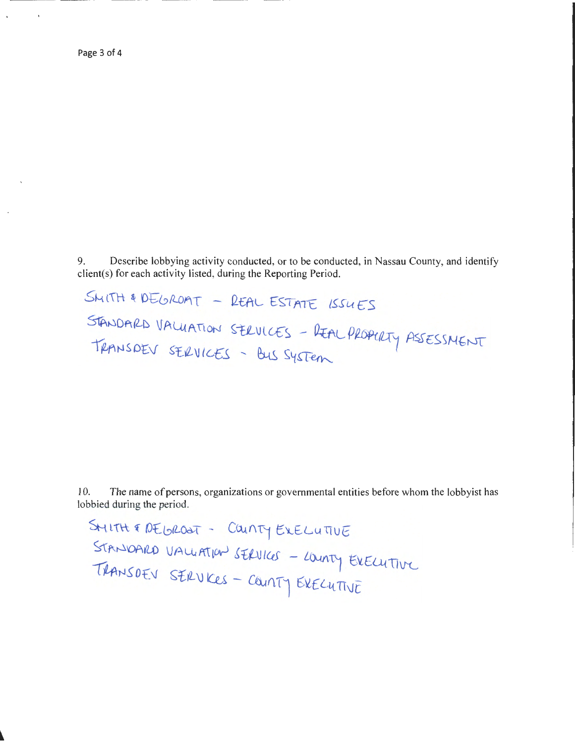9. Describe lobbying activity conducted, or to be conducted, in Nassau County, and identify client(s) for each activity listed, during the Reporting Period.

SMITH & DEGROAT - REAL ESTATE ISSUES
STANDARD VALUATION SERVICES - REAL PROPERTY ASSESSMENT
TRANSDEV SERVICES - BUS SYSTEM

10. The name of persons, organizations or governmental entities before whom the lobbyist has lobbied during the period.

SMITH & DEGROAT - COUNTY EXECUTIVE
STANDARD VALUATION SERVICES - COUNTY EXECUTIVE
TRANSDEV SERVICES - COUNTY EXECUTIVE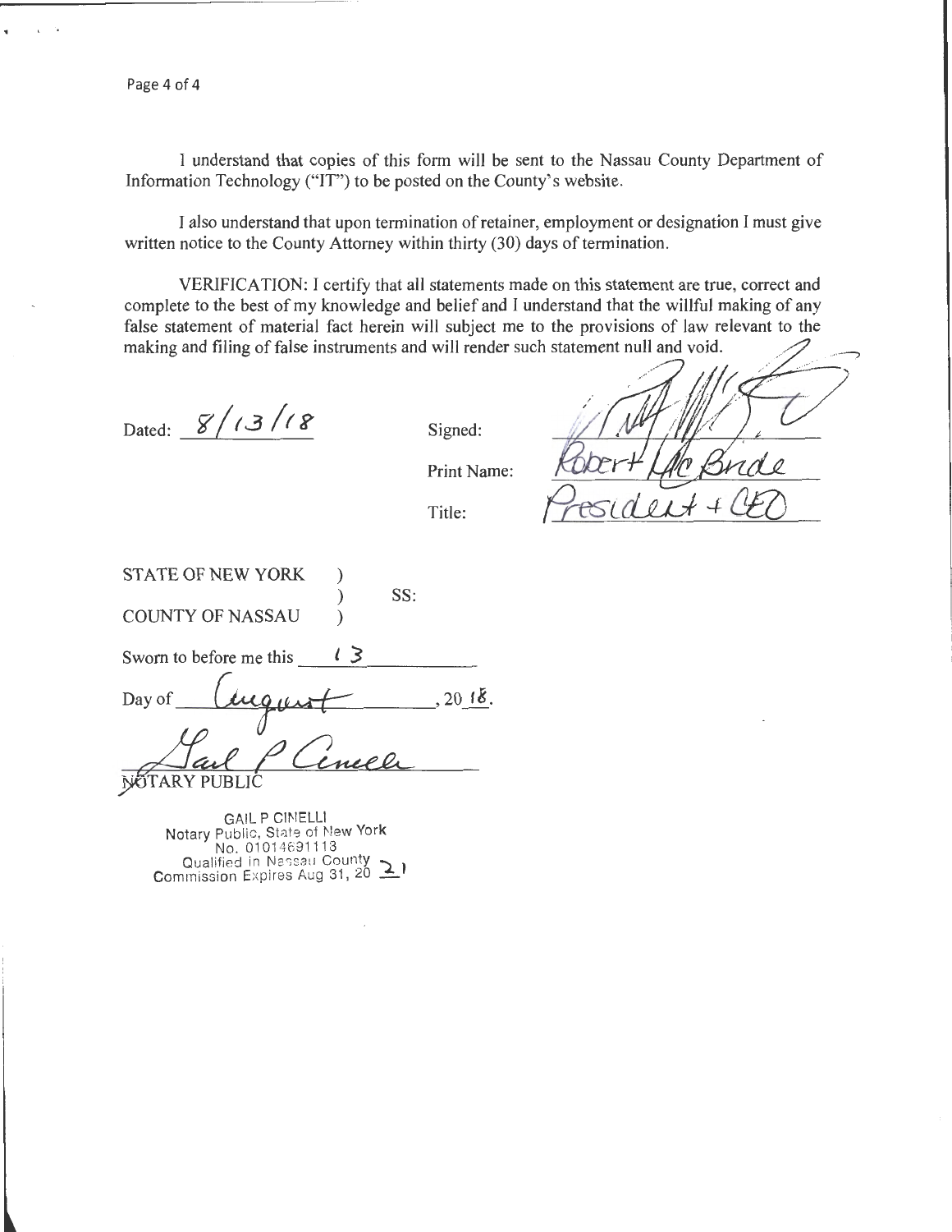I understand that copies of this form will be sent to the Nassau County Department of Information Technology ("IT") to be posted on the County's website.

I also understand that upon termination of retainer, employment or designation I must give written notice to the County Attorney within thirty (30) days of termination.

VERIFICATION: I certify that all statements made on this statement are true, correct and complete to the best of my knowledge and belief and I understand that the willful making of any false statement of material fact herein will subject me to the provisions of law relevant to the making and filing of false instruments and will render such statement null and void.

Dated: 8/13/18

Signed: ____________________

Print Name: Robert McBride

Title: President + CEO

STATE OF NEW YORK )
) SS:
COUNTY OF NASSAU )

Sworn to before me this 13

Day of August, 20 18.

Gail P Cinelli

NOTARY PUBLIC

GAIL P CINELLI
Notary Public, State of New York
No. 01014691113
Qualified in Nassau County
Commission Expires Aug 31, 20 21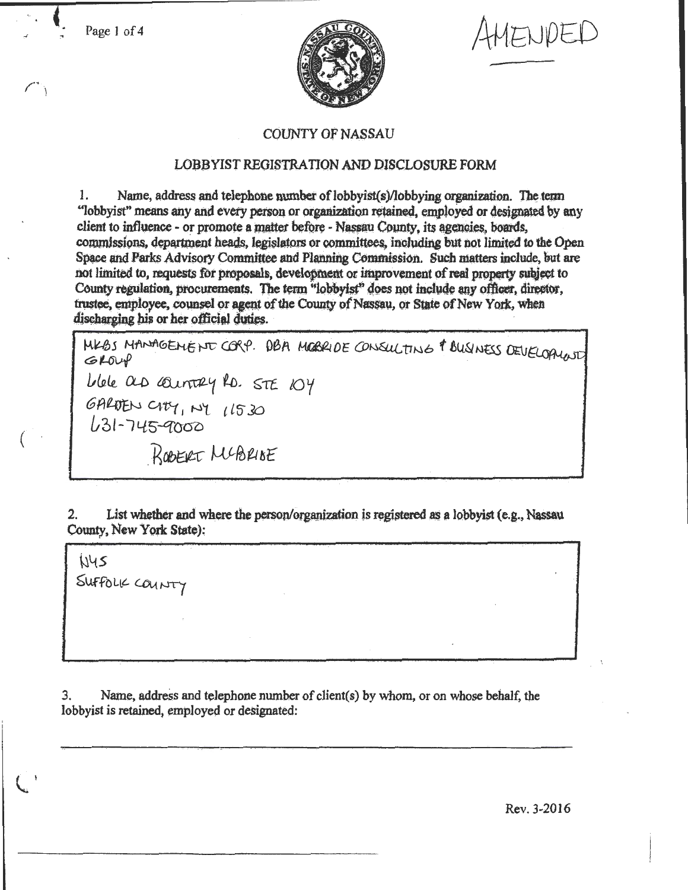AMENDED

COUNTY OF NASSAU

LOBBYIST REGISTRATION AND DISCLOSURE FORM

1. Name, address and telephone number of lobbyist(s)/lobbying organization. The term "lobbyist" means any and every person or organization retained, employed or designated by any client to influence - or promote a matter before - Nassau County, its agencies, boards, commissions, department heads, legislators or committees, including but not limited to the Open Space and Parks Advisory Committee and Planning Commission. Such matters include, but are not limited to, requests for proposals, development or improvement of real property subject to County regulation, procurements. The term "lobbyist" does not include any officer, director, trustee, employee, counsel or agent of the County of Nassau, or State of New York, when discharging his or her official duties.

MKBS MANAGEMENT CORP. DBA MCBRIDE CONSULTING & BUSINESS DEVELOPMENT GROUP
666 OLD COUNTRY RD. STE 104
GARDEN CITY, NY 11530
631-745-9000
ROBERT MCBRIDE

2. List whether and where the person/organization is registered as a lobbyist (e.g., Nassau County, New York State):

NYS
SUFFOLK COUNTY

3. Name, address and telephone number of client(s) by whom, or on whose behalf, the lobbyist is retained, employed or designated:

Rev. 3-2016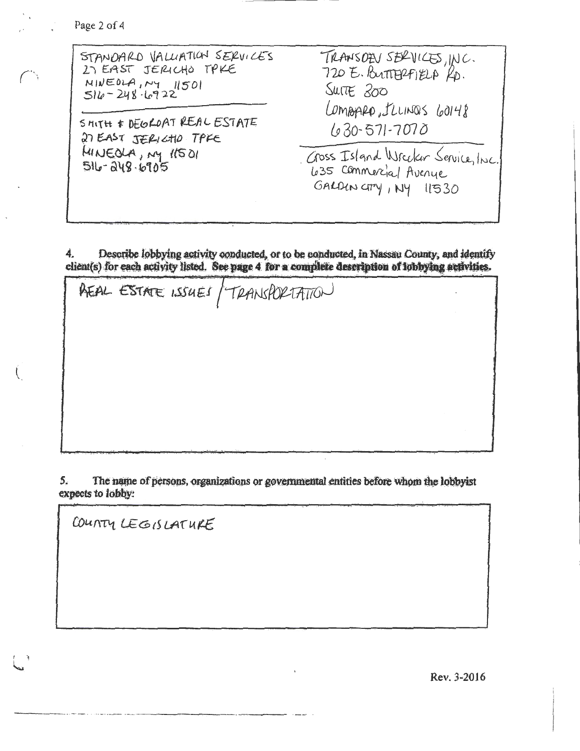| | |
|---|---|
| STANDARD VALUATION SERVICES<br>27 EAST JERICHO TPKE<br>MINEOLA, NY 11501<br>516-248-6922 | TRANSDEV SERVICES, INC.<br>720 E. BUTTERFIELD RD.<br>SUITE 300<br>LOMBARD, ILLINOIS 60148<br>630-571-7070 |
| SMITH & DEGROAT REAL ESTATE<br>27 EAST JERICHO TPKE<br>MINEOLA, NY 11501<br>516-248-6905 | Cross Island Wrecker Service, Inc.<br>635 Commercial Avenue<br>GARDEN CITY, NY 11530 |

4. **Describe lobbying activity conducted, or to be conducted, in Nassau County, and identify client(s) for each activity listed. See page 4 for a complete description of lobbying activities.**

REAL ESTATE ISSUES / TRANSPORTATION

5. **The name of persons, organizations or governmental entities before whom the lobbyist expects to lobby:**

COUNTY LEGISLATURE

Rev. 3-2016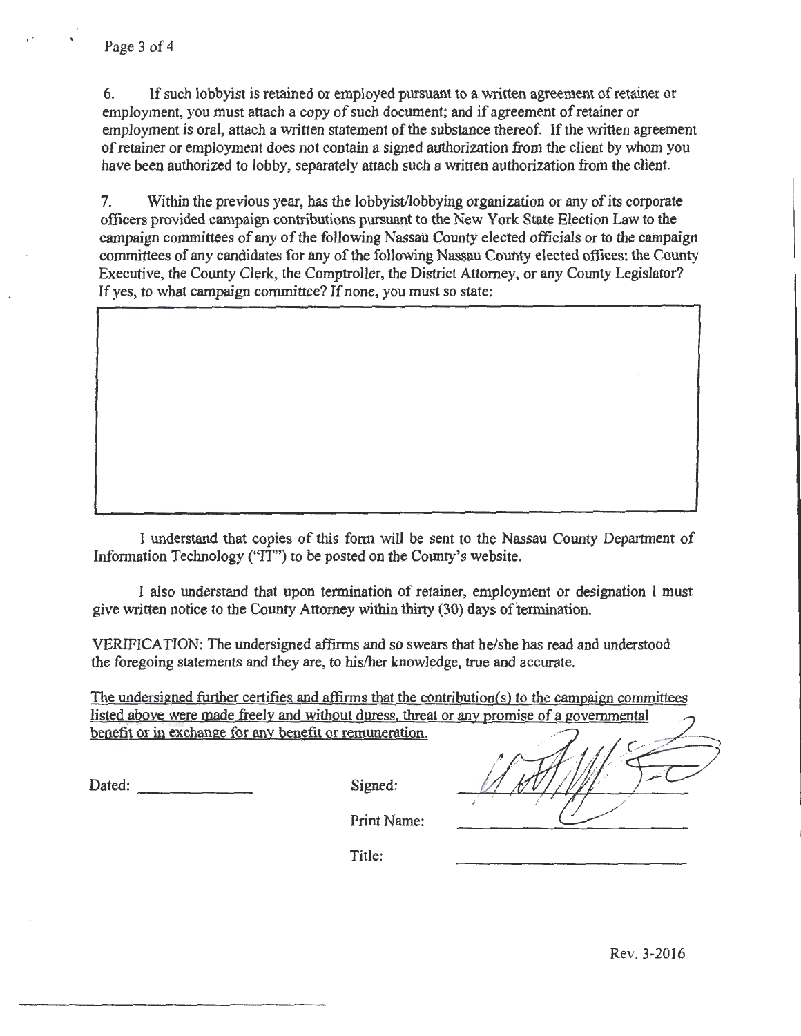6. If such lobbyist is retained or employed pursuant to a written agreement of retainer or employment, you must attach a copy of such document; and if agreement of retainer or employment is oral, attach a written statement of the substance thereof. If the written agreement of retainer or employment does not contain a signed authorization from the client by whom you have been authorized to lobby, separately attach such a written authorization from the client.

7. Within the previous year, has the lobbyist/lobbying organization or any of its corporate officers provided campaign contributions pursuant to the New York State Election Law to the campaign committees of any of the following Nassau County elected officials or to the campaign committees of any candidates for any of the following Nassau County elected offices: the County Executive, the County Clerk, the Comptroller, the District Attorney, or any County Legislator? If yes, to what campaign committee? If none, you must so state:

I understand that copies of this form will be sent to the Nassau County Department of Information Technology ("IT") to be posted on the County's website.

I also understand that upon termination of retainer, employment or designation I must give written notice to the County Attorney within thirty (30) days of termination.

VERIFICATION: The undersigned affirms and so swears that he/she has read and understood the foregoing statements and they are, to his/her knowledge, true and accurate.

The undersigned further certifies and affirms that the contribution(s) to the campaign committees listed above were made freely and without duress, threat or any promise of a governmental benefit or in exchange for any benefit or remuneration.

Dated: \_\_\_\_\_\_\_\_\_\_\_\_\_

Signed: \_\_\_\_\_\_\_\_\_\_\_\_\_\_\_\_\_\_\_\_

Print Name: \_\_\_\_\_\_\_\_\_\_\_\_\_\_\_\_\_\_\_\_

Title: \_\_\_\_\_\_\_\_\_\_\_\_\_\_\_\_\_\_\_\_

Rev. 3-2016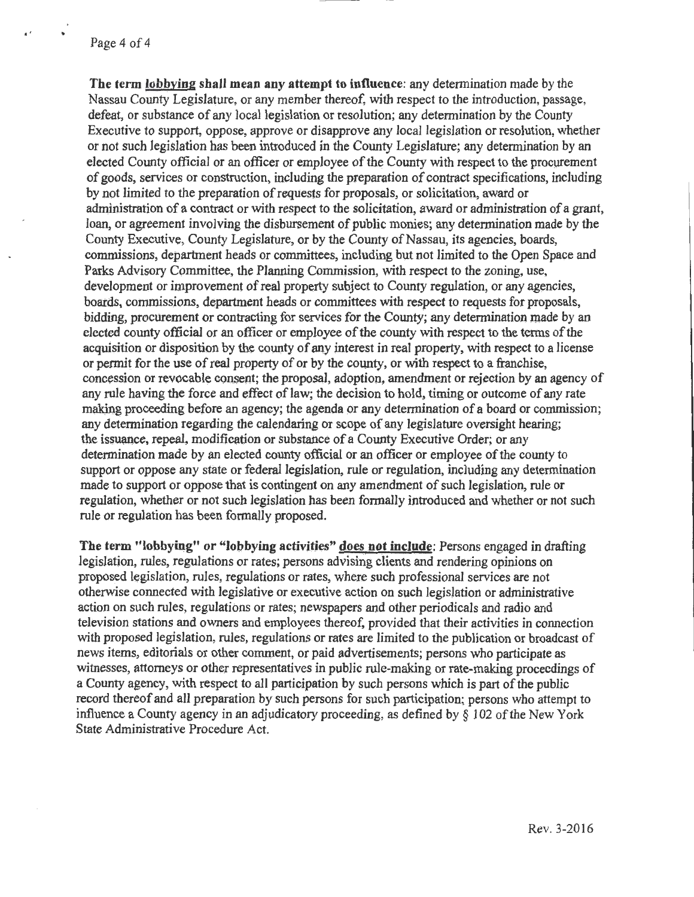**The term <u>lobbying</u> shall mean any attempt to influence**: any determination made by the Nassau County Legislature, or any member thereof, with respect to the introduction, passage, defeat, or substance of any local legislation or resolution; any determination by the County Executive to support, oppose, approve or disapprove any local legislation or resolution, whether or not such legislation has been introduced in the County Legislature; any determination by an elected County official or an officer or employee of the County with respect to the procurement of goods, services or construction, including the preparation of contract specifications, including by not limited to the preparation of requests for proposals, or solicitation, award or administration of a contract or with respect to the solicitation, award or administration of a grant, loan, or agreement involving the disbursement of public monies; any determination made by the County Executive, County Legislature, or by the County of Nassau, its agencies, boards, commissions, department heads or committees, including but not limited to the Open Space and Parks Advisory Committee, the Planning Commission, with respect to the zoning, use, development or improvement of real property subject to County regulation, or any agencies, boards, commissions, department heads or committees with respect to requests for proposals, bidding, procurement or contracting for services for the County; any determination made by an elected county official or an officer or employee of the county with respect to the terms of the acquisition or disposition by the county of any interest in real property, with respect to a license or permit for the use of real property of or by the county, or with respect to a franchise, concession or revocable consent; the proposal, adoption, amendment or rejection by an agency of any rule having the force and effect of law; the decision to hold, timing or outcome of any rate making proceeding before an agency; the agenda or any determination of a board or commission; any determination regarding the calendaring or scope of any legislature oversight hearing; the issuance, repeal, modification or substance of a County Executive Order; or any determination made by an elected county official or an officer or employee of the county to support or oppose any state or federal legislation, rule or regulation, including any determination made to support or oppose that is contingent on any amendment of such legislation, rule or regulation, whether or not such legislation has been formally introduced and whether or not such rule or regulation has been formally proposed.

**The term "lobbying" or "lobbying activities" <u>does not include</u>**: Persons engaged in drafting legislation, rules, regulations or rates; persons advising clients and rendering opinions on proposed legislation, rules, regulations or rates, where such professional services are not otherwise connected with legislative or executive action on such legislation or administrative action on such rules, regulations or rates; newspapers and other periodicals and radio and television stations and owners and employees thereof, provided that their activities in connection with proposed legislation, rules, regulations or rates are limited to the publication or broadcast of news items, editorials or other comment, or paid advertisements; persons who participate as witnesses, attorneys or other representatives in public rule-making or rate-making proceedings of a County agency, with respect to all participation by such persons which is part of the public record thereof and all preparation by such persons for such participation; persons who attempt to influence a County agency in an adjudicatory proceeding, as defined by § 102 of the New York State Administrative Procedure Act.

Rev. 3-2016